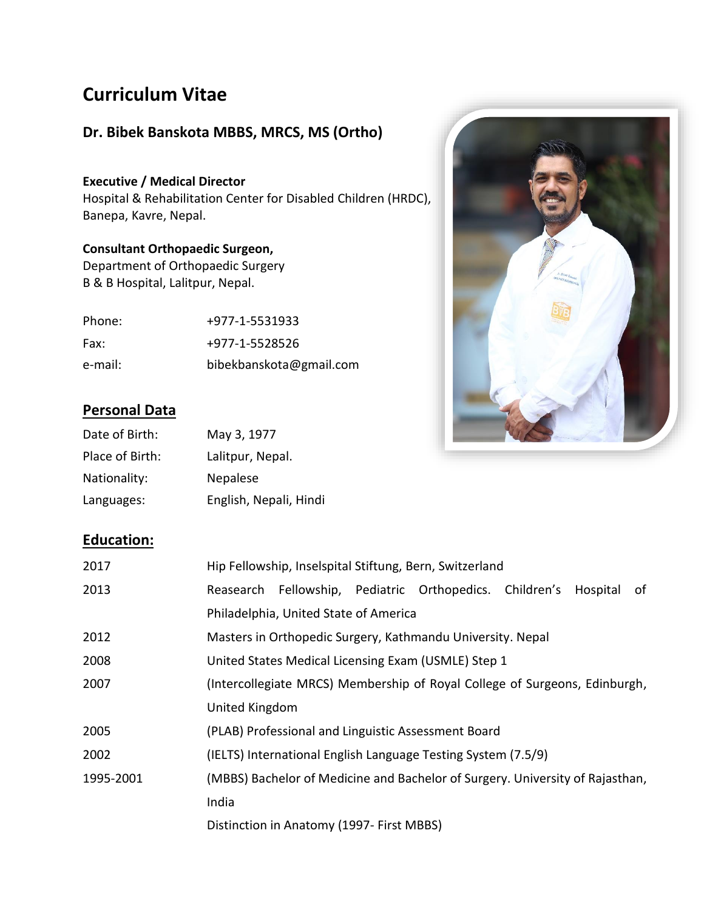# Curriculum Vitae

## Dr. Bibek Banskota MBBS, MRCS, MS (Ortho)

**Executive / Medical Director**
Hospital & Rehabilitation Center for Disabled Children (HRDC),
Banepa, Kavre, Nepal.

**Consultant Orthopaedic Surgeon,**
Department of Orthopaedic Surgery
B & B Hospital, Lalitpur, Nepal.

| | |
|---|---|
| Phone: | +977-1-5531933 |
| Fax: | +977-1-5528526 |
| e-mail: | bibekbanskota@gmail.com |

## Personal Data

| | |
|---|---|
| Date of Birth: | May 3, 1977 |
| Place of Birth: | Lalitpur, Nepal. |
| Nationality: | Nepalese |
| Languages: | English, Nepali, Hindi |

## Education:

| | |
|---|---|
| 2017 | Hip Fellowship, Inselspital Stiftung, Bern, Switzerland |
| 2013 | Reasearch Fellowship, Pediatric Orthopedics. Children's Hospital of Philadelphia, United State of America |
| 2012 | Masters in Orthopedic Surgery, Kathmandu University. Nepal |
| 2008 | United States Medical Licensing Exam (USMLE) Step 1 |
| 2007 | (Intercollegiate MRCS) Membership of Royal College of Surgeons, Edinburgh, United Kingdom |
| 2005 | (PLAB) Professional and Linguistic Assessment Board |
| 2002 | (IELTS) International English Language Testing System (7.5/9) |
| 1995-2001 | (MBBS) Bachelor of Medicine and Bachelor of Surgery. University of Rajasthan, India |
| | Distinction in Anatomy (1997- First MBBS) |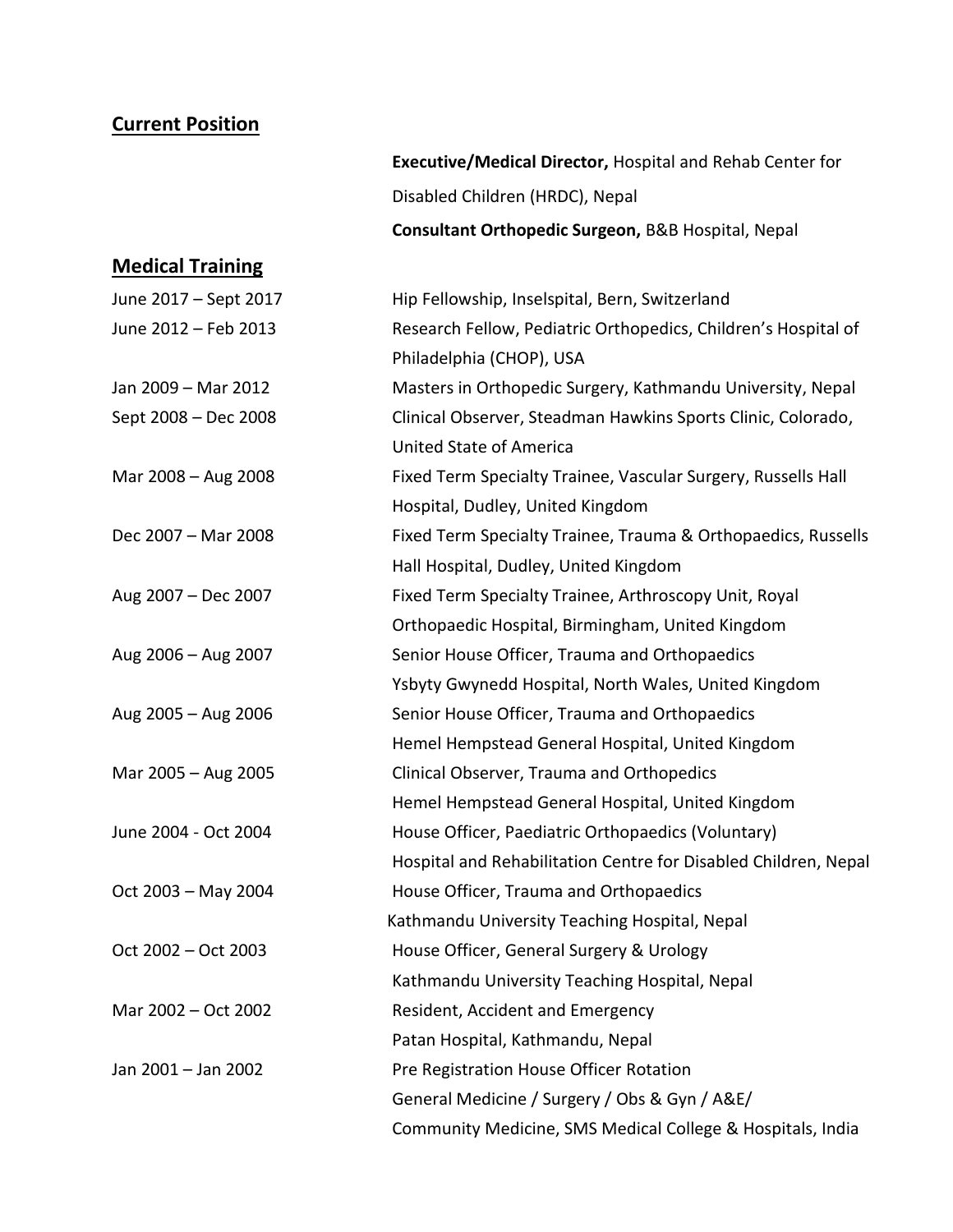## Current Position

**Executive/Medical Director,** Hospital and Rehab Center for Disabled Children (HRDC), Nepal

**Consultant Orthopedic Surgeon,** B&B Hospital, Nepal

## Medical Training

| | |
|---|---|
| June 2017 – Sept 2017 | Hip Fellowship, Inselspital, Bern, Switzerland |
| June 2012 – Feb 2013 | Research Fellow, Pediatric Orthopedics, Children's Hospital of Philadelphia (CHOP), USA |
| Jan 2009 – Mar 2012 | Masters in Orthopedic Surgery, Kathmandu University, Nepal |
| Sept 2008 – Dec 2008 | Clinical Observer, Steadman Hawkins Sports Clinic, Colorado, United State of America |
| Mar 2008 – Aug 2008 | Fixed Term Specialty Trainee, Vascular Surgery, Russells Hall Hospital, Dudley, United Kingdom |
| Dec 2007 – Mar 2008 | Fixed Term Specialty Trainee, Trauma & Orthopaedics, Russells Hall Hospital, Dudley, United Kingdom |
| Aug 2007 – Dec 2007 | Fixed Term Specialty Trainee, Arthroscopy Unit, Royal Orthopaedic Hospital, Birmingham, United Kingdom |
| Aug 2006 – Aug 2007 | Senior House Officer, Trauma and Orthopaedics<br>Ysbyty Gwynedd Hospital, North Wales, United Kingdom |
| Aug 2005 – Aug 2006 | Senior House Officer, Trauma and Orthopaedics<br>Hemel Hempstead General Hospital, United Kingdom |
| Mar 2005 – Aug 2005 | Clinical Observer, Trauma and Orthopedics<br>Hemel Hempstead General Hospital, United Kingdom |
| June 2004 - Oct 2004 | House Officer, Paediatric Orthopaedics (Voluntary)<br>Hospital and Rehabilitation Centre for Disabled Children, Nepal |
| Oct 2003 – May 2004 | House Officer, Trauma and Orthopaedics<br>Kathmandu University Teaching Hospital, Nepal |
| Oct 2002 – Oct 2003 | House Officer, General Surgery & Urology<br>Kathmandu University Teaching Hospital, Nepal |
| Mar 2002 – Oct 2002 | Resident, Accident and Emergency<br>Patan Hospital, Kathmandu, Nepal |
| Jan 2001 – Jan 2002 | Pre Registration House Officer Rotation<br>General Medicine / Surgery / Obs & Gyn / A&E/<br>Community Medicine, SMS Medical College & Hospitals, India |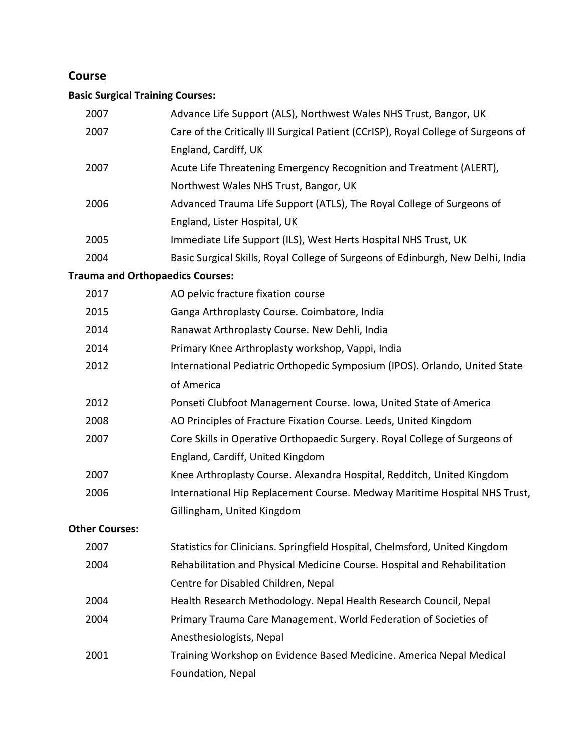## Course

**Basic Surgical Training Courses:**

| | |
|---|---|
| 2007 | Advance Life Support (ALS), Northwest Wales NHS Trust, Bangor, UK |
| 2007 | Care of the Critically Ill Surgical Patient (CCrISP), Royal College of Surgeons of England, Cardiff, UK |
| 2007 | Acute Life Threatening Emergency Recognition and Treatment (ALERT), Northwest Wales NHS Trust, Bangor, UK |
| 2006 | Advanced Trauma Life Support (ATLS), The Royal College of Surgeons of England, Lister Hospital, UK |
| 2005 | Immediate Life Support (ILS), West Herts Hospital NHS Trust, UK |
| 2004 | Basic Surgical Skills, Royal College of Surgeons of Edinburgh, New Delhi, India |

**Trauma and Orthopaedics Courses:**

| | |
|---|---|
| 2017 | AO pelvic fracture fixation course |
| 2015 | Ganga Arthroplasty Course. Coimbatore, India |
| 2014 | Ranawat Arthroplasty Course. New Dehli, India |
| 2014 | Primary Knee Arthroplasty workshop, Vappi, India |
| 2012 | International Pediatric Orthopedic Symposium (IPOS). Orlando, United State of America |
| 2012 | Ponseti Clubfoot Management Course. Iowa, United State of America |
| 2008 | AO Principles of Fracture Fixation Course. Leeds, United Kingdom |
| 2007 | Core Skills in Operative Orthopaedic Surgery. Royal College of Surgeons of England, Cardiff, United Kingdom |
| 2007 | Knee Arthroplasty Course. Alexandra Hospital, Redditch, United Kingdom |
| 2006 | International Hip Replacement Course. Medway Maritime Hospital NHS Trust, Gillingham, United Kingdom |

**Other Courses:**

| | |
|---|---|
| 2007 | Statistics for Clinicians. Springfield Hospital, Chelmsford, United Kingdom |
| 2004 | Rehabilitation and Physical Medicine Course. Hospital and Rehabilitation Centre for Disabled Children, Nepal |
| 2004 | Health Research Methodology. Nepal Health Research Council, Nepal |
| 2004 | Primary Trauma Care Management. World Federation of Societies of Anesthesiologists, Nepal |
| 2001 | Training Workshop on Evidence Based Medicine. America Nepal Medical Foundation, Nepal |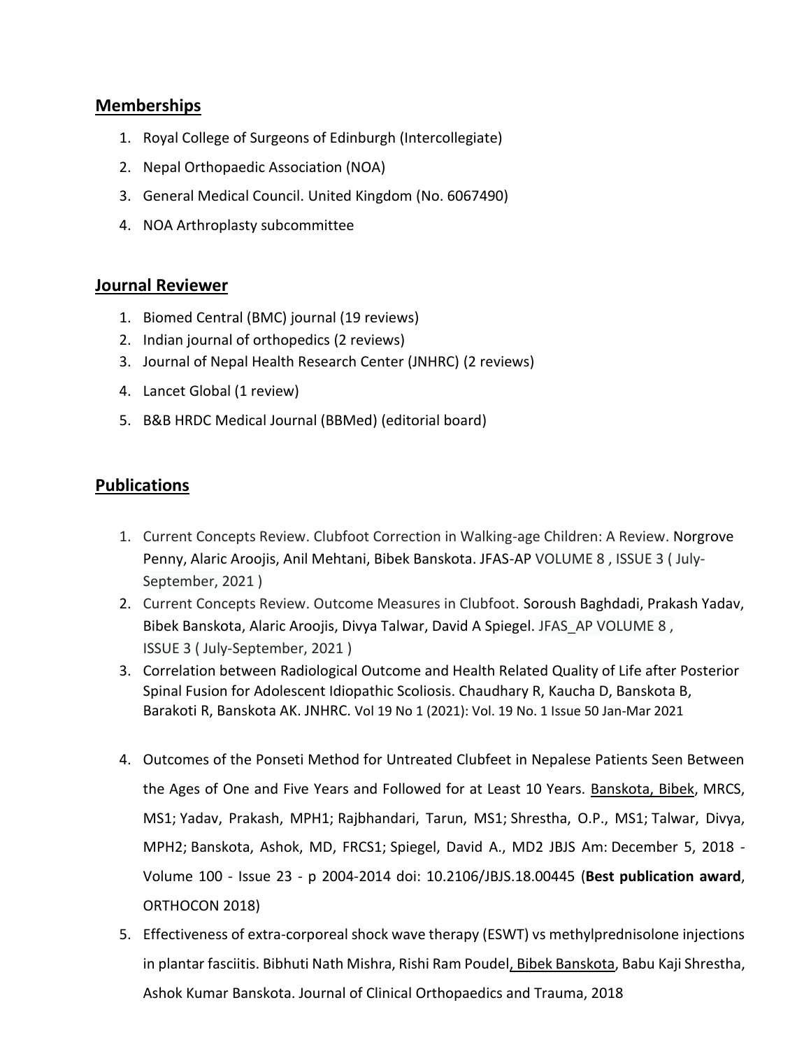## Memberships

1. Royal College of Surgeons of Edinburgh (Intercollegiate)
2. Nepal Orthopaedic Association (NOA)
3. General Medical Council. United Kingdom (No. 6067490)
4. NOA Arthroplasty subcommittee

## Journal Reviewer

1. Biomed Central (BMC) journal (19 reviews)
2. Indian journal of orthopedics (2 reviews)
3. Journal of Nepal Health Research Center (JNHRC) (2 reviews)
4. Lancet Global (1 review)
5. B&B HRDC Medical Journal (BBMed) (editorial board)

## Publications

1. Current Concepts Review. Clubfoot Correction in Walking-age Children: A Review. Norgrove Penny, Alaric Aroojis, Anil Mehtani, Bibek Banskota. JFAS-AP VOLUME 8 , ISSUE 3 ( July-September, 2021 )
2. Current Concepts Review. Outcome Measures in Clubfoot. Soroush Baghdadi, Prakash Yadav, Bibek Banskota, Alaric Aroojis, Divya Talwar, David A Spiegel. JFAS_AP VOLUME 8 , ISSUE 3 ( July-September, 2021 )
3. Correlation between Radiological Outcome and Health Related Quality of Life after Posterior Spinal Fusion for Adolescent Idiopathic Scoliosis. Chaudhary R, Kaucha D, Banskota B, Barakoti R, Banskota AK. JNHRC. Vol 19 No 1 (2021): Vol. 19 No. 1 Issue 50 Jan-Mar 2021
4. Outcomes of the Ponseti Method for Untreated Clubfeet in Nepalese Patients Seen Between the Ages of One and Five Years and Followed for at Least 10 Years. Banskota, Bibek, MRCS, MS1; Yadav, Prakash, MPH1; Rajbhandari, Tarun, MS1; Shrestha, O.P., MS1; Talwar, Divya, MPH2; Banskota, Ashok, MD, FRCS1; Spiegel, David A., MD2 JBJS Am: December 5, 2018 - Volume 100 - Issue 23 - p 2004-2014 doi: 10.2106/JBJS.18.00445 (**Best publication award**, ORTHOCON 2018)
5. Effectiveness of extra-corporeal shock wave therapy (ESWT) vs methylprednisolone injections in plantar fasciitis. Bibhuti Nath Mishra, Rishi Ram Poudel, Bibek Banskota, Babu Kaji Shrestha, Ashok Kumar Banskota. Journal of Clinical Orthopaedics and Trauma, 2018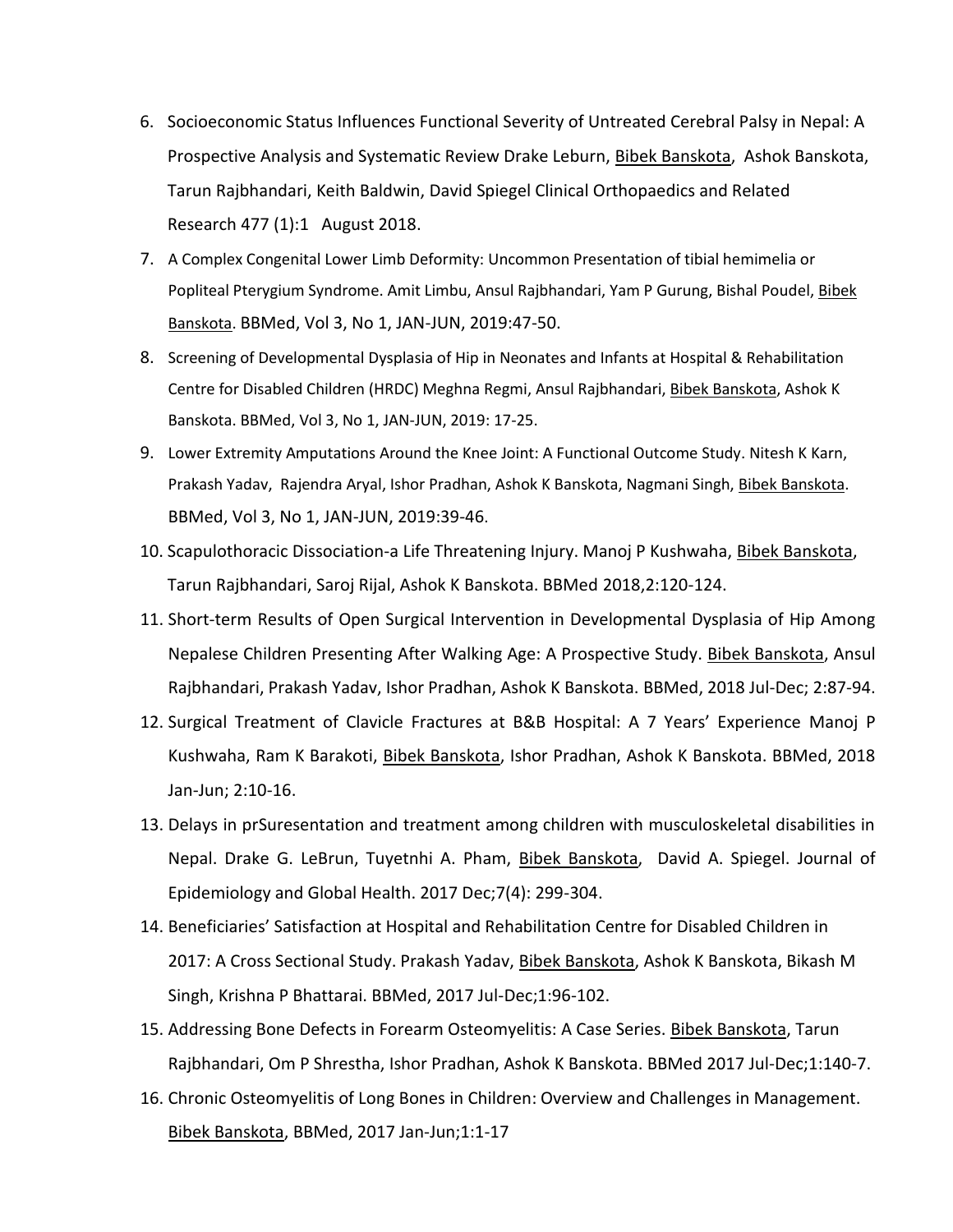6. Socioeconomic Status Influences Functional Severity of Untreated Cerebral Palsy in Nepal: A Prospective Analysis and Systematic Review Drake Leburn, Bibek Banskota, Ashok Banskota, Tarun Rajbhandari, Keith Baldwin, David Spiegel Clinical Orthopaedics and Related Research 477 (1):1 August 2018.
7. A Complex Congenital Lower Limb Deformity: Uncommon Presentation of tibial hemimelia or Popliteal Pterygium Syndrome. Amit Limbu, Ansul Rajbhandari, Yam P Gurung, Bishal Poudel, Bibek Banskota. BBMed, Vol 3, No 1, JAN-JUN, 2019:47-50.
8. Screening of Developmental Dysplasia of Hip in Neonates and Infants at Hospital & Rehabilitation Centre for Disabled Children (HRDC) Meghna Regmi, Ansul Rajbhandari, Bibek Banskota, Ashok K Banskota. BBMed, Vol 3, No 1, JAN-JUN, 2019: 17-25.
9. Lower Extremity Amputations Around the Knee Joint: A Functional Outcome Study. Nitesh K Karn, Prakash Yadav, Rajendra Aryal, Ishor Pradhan, Ashok K Banskota, Nagmani Singh, Bibek Banskota. BBMed, Vol 3, No 1, JAN-JUN, 2019:39-46.
10. Scapulothoracic Dissociation-a Life Threatening Injury. Manoj P Kushwaha, Bibek Banskota, Tarun Rajbhandari, Saroj Rijal, Ashok K Banskota. BBMed 2018,2:120-124.
11. Short-term Results of Open Surgical Intervention in Developmental Dysplasia of Hip Among Nepalese Children Presenting After Walking Age: A Prospective Study. Bibek Banskota, Ansul Rajbhandari, Prakash Yadav, Ishor Pradhan, Ashok K Banskota. BBMed, 2018 Jul-Dec; 2:87-94.
12. Surgical Treatment of Clavicle Fractures at B&B Hospital: A 7 Years' Experience Manoj P Kushwaha, Ram K Barakoti, Bibek Banskota, Ishor Pradhan, Ashok K Banskota. BBMed, 2018 Jan-Jun; 2:10-16.
13. Delays in prSuresentation and treatment among children with musculoskeletal disabilities in Nepal. Drake G. LeBrun, Tuyetnhi A. Pham, Bibek Banskota, David A. Spiegel. Journal of Epidemiology and Global Health. 2017 Dec;7(4): 299-304.
14. Beneficiaries' Satisfaction at Hospital and Rehabilitation Centre for Disabled Children in 2017: A Cross Sectional Study. Prakash Yadav, Bibek Banskota, Ashok K Banskota, Bikash M Singh, Krishna P Bhattarai. BBMed, 2017 Jul-Dec;1:96-102.
15. Addressing Bone Defects in Forearm Osteomyelitis: A Case Series. Bibek Banskota, Tarun Rajbhandari, Om P Shrestha, Ishor Pradhan, Ashok K Banskota. BBMed 2017 Jul-Dec;1:140-7.
16. Chronic Osteomyelitis of Long Bones in Children: Overview and Challenges in Management. Bibek Banskota, BBMed, 2017 Jan-Jun;1:1-17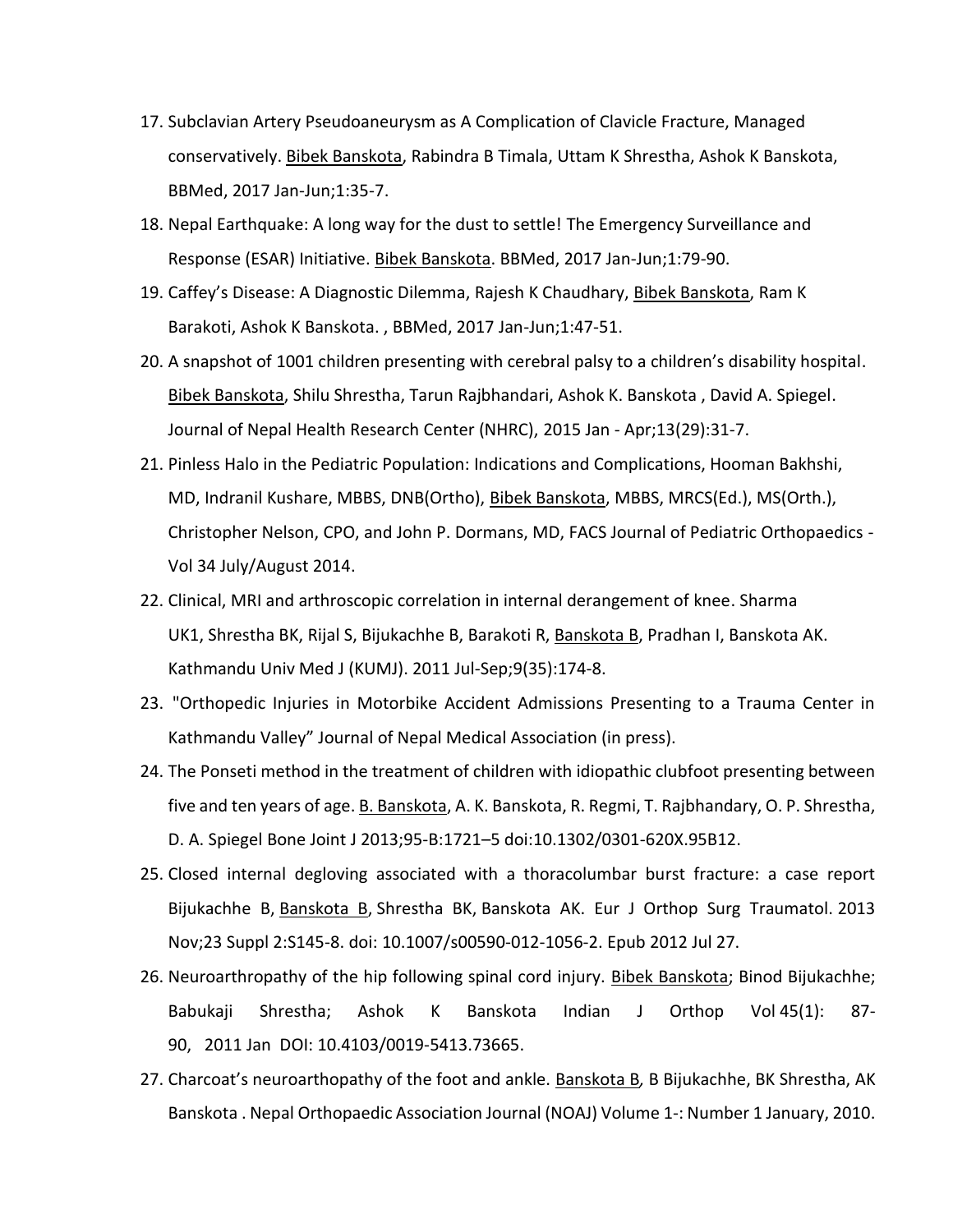17. Subclavian Artery Pseudoaneurysm as A Complication of Clavicle Fracture, Managed conservatively. Bibek Banskota, Rabindra B Timala, Uttam K Shrestha, Ashok K Banskota, BBMed, 2017 Jan-Jun;1:35-7.
18. Nepal Earthquake: A long way for the dust to settle! The Emergency Surveillance and Response (ESAR) Initiative. Bibek Banskota. BBMed, 2017 Jan-Jun;1:79-90.
19. Caffey's Disease: A Diagnostic Dilemma, Rajesh K Chaudhary, Bibek Banskota, Ram K Barakoti, Ashok K Banskota. , BBMed, 2017 Jan-Jun;1:47-51.
20. A snapshot of 1001 children presenting with cerebral palsy to a children's disability hospital. Bibek Banskota, Shilu Shrestha, Tarun Rajbhandari, Ashok K. Banskota , David A. Spiegel. Journal of Nepal Health Research Center (NHRC), 2015 Jan - Apr;13(29):31-7.
21. Pinless Halo in the Pediatric Population: Indications and Complications, Hooman Bakhshi, MD, Indranil Kushare, MBBS, DNB(Ortho), Bibek Banskota, MBBS, MRCS(Ed.), MS(Orth.), Christopher Nelson, CPO, and John P. Dormans, MD, FACS Journal of Pediatric Orthopaedics - Vol 34 July/August 2014.
22. Clinical, MRI and arthroscopic correlation in internal derangement of knee. Sharma UK1, Shrestha BK, Rijal S, Bijukachhe B, Barakoti R, Banskota B, Pradhan I, Banskota AK. Kathmandu Univ Med J (KUMJ). 2011 Jul-Sep;9(35):174-8.
23. "Orthopedic Injuries in Motorbike Accident Admissions Presenting to a Trauma Center in Kathmandu Valley" Journal of Nepal Medical Association (in press).
24. The Ponseti method in the treatment of children with idiopathic clubfoot presenting between five and ten years of age. B. Banskota, A. K. Banskota, R. Regmi, T. Rajbhandary, O. P. Shrestha, D. A. Spiegel Bone Joint J 2013;95-B:1721–5 doi:10.1302/0301-620X.95B12.
25. Closed internal degloving associated with a thoracolumbar burst fracture: a case report Bijukachhe B, Banskota B, Shrestha BK, Banskota AK. Eur J Orthop Surg Traumatol. 2013 Nov;23 Suppl 2:S145-8. doi: 10.1007/s00590-012-1056-2. Epub 2012 Jul 27.
26. Neuroarthropathy of the hip following spinal cord injury. Bibek Banskota; Binod Bijukachhe; Babukaji Shrestha; Ashok K Banskota Indian J Orthop Vol 45(1): 87-90, 2011 Jan DOI: 10.4103/0019-5413.73665.
27. Charcoat's neuroarthopathy of the foot and ankle. Banskota B, B Bijukachhe, BK Shrestha, AK Banskota . Nepal Orthopaedic Association Journal (NOAJ) Volume 1-: Number 1 January, 2010.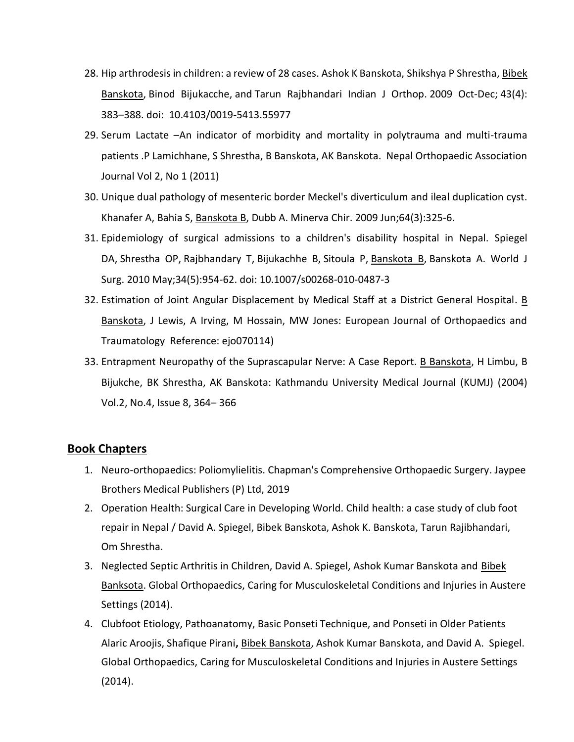28. Hip arthrodesis in children: a review of 28 cases. Ashok K Banskota, Shikshya P Shrestha, Bibek Banskota, Binod Bijukacche, and Tarun Rajbhandari Indian J Orthop. 2009 Oct-Dec; 43(4): 383–388. doi: 10.4103/0019-5413.55977
29. Serum Lactate –An indicator of morbidity and mortality in polytrauma and multi-trauma patients .P Lamichhane, S Shrestha, B Banskota, AK Banskota. Nepal Orthopaedic Association Journal Vol 2, No 1 (2011)
30. Unique dual pathology of mesenteric border Meckel's diverticulum and ileal duplication cyst. Khanafer A, Bahia S, Banskota B, Dubb A. Minerva Chir. 2009 Jun;64(3):325-6.
31. Epidemiology of surgical admissions to a children's disability hospital in Nepal. Spiegel DA, Shrestha OP, Rajbhandary T, Bijukachhe B, Sitoula P, Banskota B, Banskota A. World J Surg. 2010 May;34(5):954-62. doi: 10.1007/s00268-010-0487-3
32. Estimation of Joint Angular Displacement by Medical Staff at a District General Hospital. B Banskota, J Lewis, A Irving, M Hossain, MW Jones: European Journal of Orthopaedics and Traumatology Reference: ejo070114)
33. Entrapment Neuropathy of the Suprascapular Nerve: A Case Report. B Banskota, H Limbu, B Bijukche, BK Shrestha, AK Banskota: Kathmandu University Medical Journal (KUMJ) (2004) Vol.2, No.4, Issue 8, 364– 366

## Book Chapters

1. Neuro-orthopaedics: Poliomylielitis. Chapman's Comprehensive Orthopaedic Surgery. Jaypee Brothers Medical Publishers (P) Ltd, 2019
2. Operation Health: Surgical Care in Developing World. Child health: a case study of club foot repair in Nepal / David A. Spiegel, Bibek Banskota, Ashok K. Banskota, Tarun Rajibhandari, Om Shrestha.
3. Neglected Septic Arthritis in Children, David A. Spiegel, Ashok Kumar Banskota and Bibek Banksota. Global Orthopaedics, Caring for Musculoskeletal Conditions and Injuries in Austere Settings (2014).
4. Clubfoot Etiology, Pathoanatomy, Basic Ponseti Technique, and Ponseti in Older Patients Alaric Aroojis, Shafique Pirani**,** Bibek Banskota, Ashok Kumar Banskota, and David A. Spiegel. Global Orthopaedics, Caring for Musculoskeletal Conditions and Injuries in Austere Settings (2014).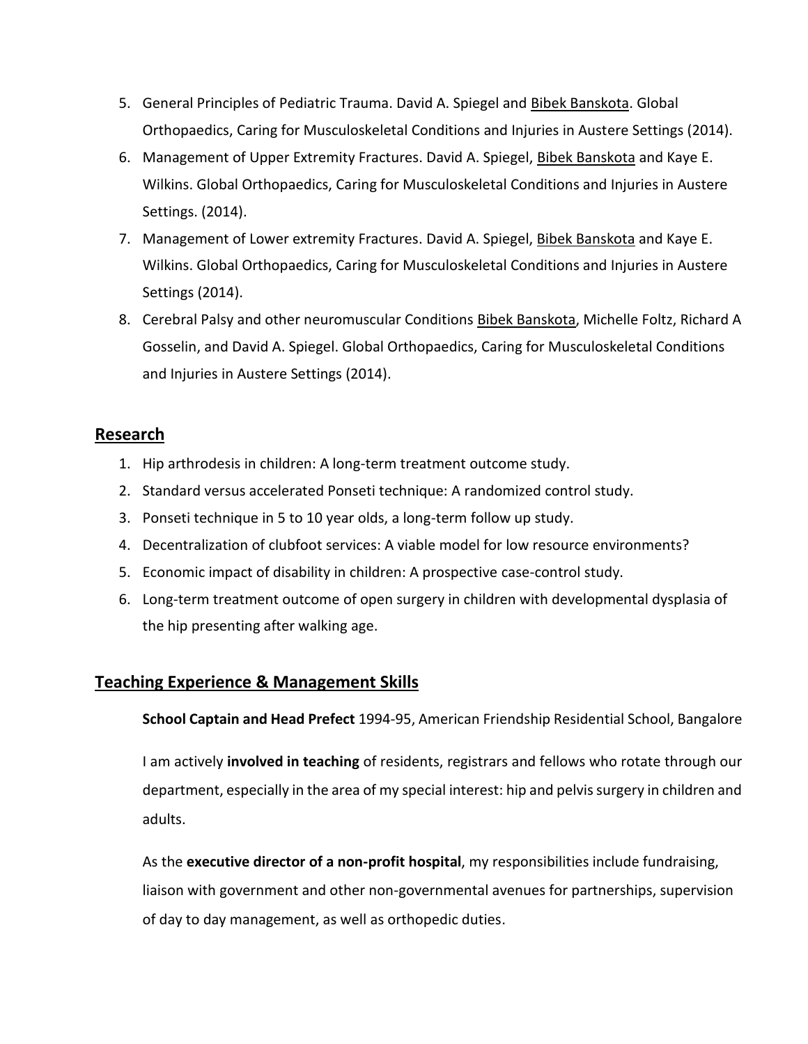5. General Principles of Pediatric Trauma. David A. Spiegel and Bibek Banskota. Global Orthopaedics, Caring for Musculoskeletal Conditions and Injuries in Austere Settings (2014).
6. Management of Upper Extremity Fractures. David A. Spiegel, Bibek Banskota and Kaye E. Wilkins. Global Orthopaedics, Caring for Musculoskeletal Conditions and Injuries in Austere Settings. (2014).
7. Management of Lower extremity Fractures. David A. Spiegel, Bibek Banskota and Kaye E. Wilkins. Global Orthopaedics, Caring for Musculoskeletal Conditions and Injuries in Austere Settings (2014).
8. Cerebral Palsy and other neuromuscular Conditions Bibek Banskota, Michelle Foltz, Richard A Gosselin, and David A. Spiegel. Global Orthopaedics, Caring for Musculoskeletal Conditions and Injuries in Austere Settings (2014).

## Research

1. Hip arthrodesis in children: A long-term treatment outcome study.
2. Standard versus accelerated Ponseti technique: A randomized control study.
3. Ponseti technique in 5 to 10 year olds, a long-term follow up study.
4. Decentralization of clubfoot services: A viable model for low resource environments?
5. Economic impact of disability in children: A prospective case-control study.
6. Long-term treatment outcome of open surgery in children with developmental dysplasia of the hip presenting after walking age.

## Teaching Experience & Management Skills

**School Captain and Head Prefect** 1994-95, American Friendship Residential School, Bangalore

I am actively **involved in teaching** of residents, registrars and fellows who rotate through our department, especially in the area of my special interest: hip and pelvis surgery in children and adults.

As the **executive director of a non-profit hospital**, my responsibilities include fundraising, liaison with government and other non-governmental avenues for partnerships, supervision of day to day management, as well as orthopedic duties.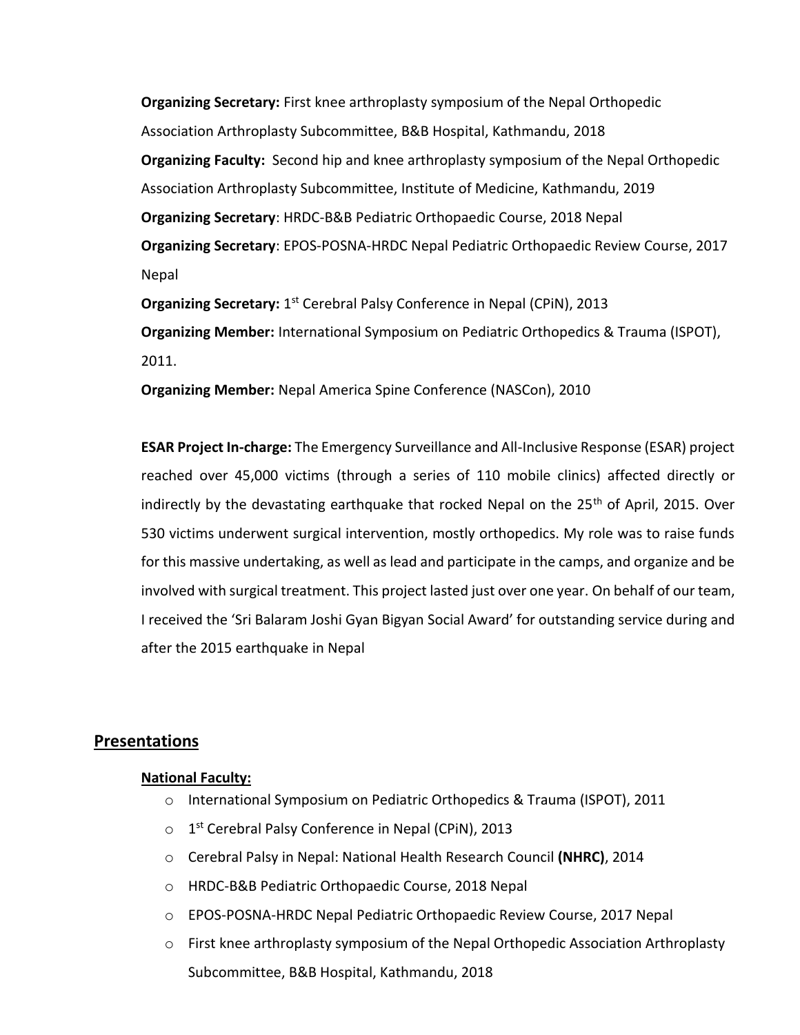**Organizing Secretary:** First knee arthroplasty symposium of the Nepal Orthopedic Association Arthroplasty Subcommittee, B&B Hospital, Kathmandu, 2018

**Organizing Faculty:** Second hip and knee arthroplasty symposium of the Nepal Orthopedic Association Arthroplasty Subcommittee, Institute of Medicine, Kathmandu, 2019

**Organizing Secretary**: HRDC-B&B Pediatric Orthopaedic Course, 2018 Nepal

**Organizing Secretary**: EPOS-POSNA-HRDC Nepal Pediatric Orthopaedic Review Course, 2017 Nepal

**Organizing Secretary:** 1st Cerebral Palsy Conference in Nepal (CPiN), 2013

**Organizing Member:** International Symposium on Pediatric Orthopedics & Trauma (ISPOT), 2011.

**Organizing Member:** Nepal America Spine Conference (NASCon), 2010

**ESAR Project In-charge:** The Emergency Surveillance and All-Inclusive Response (ESAR) project reached over 45,000 victims (through a series of 110 mobile clinics) affected directly or indirectly by the devastating earthquake that rocked Nepal on the 25th of April, 2015. Over 530 victims underwent surgical intervention, mostly orthopedics. My role was to raise funds for this massive undertaking, as well as lead and participate in the camps, and organize and be involved with surgical treatment. This project lasted just over one year. On behalf of our team, I received the 'Sri Balaram Joshi Gyan Bigyan Social Award' for outstanding service during and after the 2015 earthquake in Nepal

## Presentations

### National Faculty:

- International Symposium on Pediatric Orthopedics & Trauma (ISPOT), 2011
- 1st Cerebral Palsy Conference in Nepal (CPiN), 2013
- Cerebral Palsy in Nepal: National Health Research Council **(NHRC)**, 2014
- HRDC-B&B Pediatric Orthopaedic Course, 2018 Nepal
- EPOS-POSNA-HRDC Nepal Pediatric Orthopaedic Review Course, 2017 Nepal
- First knee arthroplasty symposium of the Nepal Orthopedic Association Arthroplasty Subcommittee, B&B Hospital, Kathmandu, 2018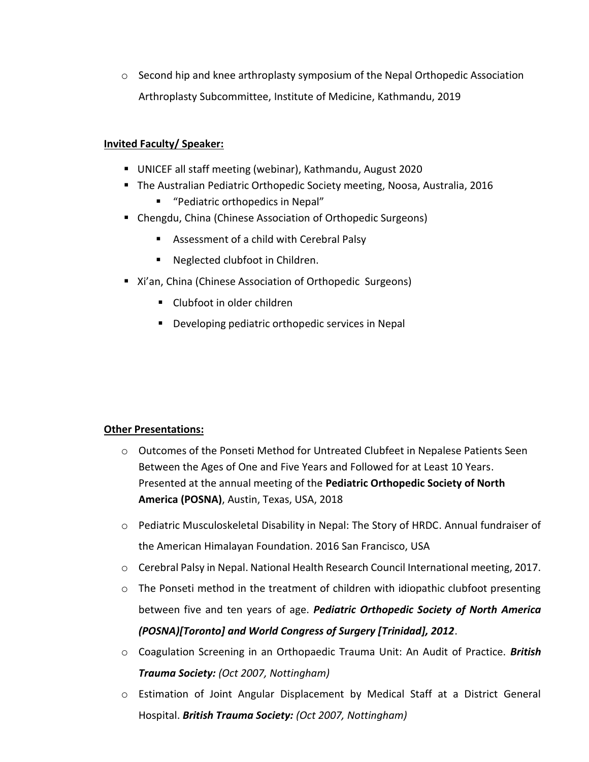- Second hip and knee arthroplasty symposium of the Nepal Orthopedic Association Arthroplasty Subcommittee, Institute of Medicine, Kathmandu, 2019

**Invited Faculty/ Speaker:**

- UNICEF all staff meeting (webinar), Kathmandu, August 2020
- The Australian Pediatric Orthopedic Society meeting, Noosa, Australia, 2016
  - "Pediatric orthopedics in Nepal"
- Chengdu, China (Chinese Association of Orthopedic Surgeons)
  - Assessment of a child with Cerebral Palsy
  - Neglected clubfoot in Children.
- Xi'an, China (Chinese Association of Orthopedic Surgeons)
  - Clubfoot in older children
  - Developing pediatric orthopedic services in Nepal

**Other Presentations:**

- Outcomes of the Ponseti Method for Untreated Clubfeet in Nepalese Patients Seen Between the Ages of One and Five Years and Followed for at Least 10 Years. Presented at the annual meeting of the **Pediatric Orthopedic Society of North America (POSNA)**, Austin, Texas, USA, 2018
- Pediatric Musculoskeletal Disability in Nepal: The Story of HRDC. Annual fundraiser of the American Himalayan Foundation. 2016 San Francisco, USA
- Cerebral Palsy in Nepal. National Health Research Council International meeting, 2017.
- The Ponseti method in the treatment of children with idiopathic clubfoot presenting between five and ten years of age. ***Pediatric Orthopedic Society of North America (POSNA)[Toronto] and World Congress of Surgery [Trinidad], 2012***.
- Coagulation Screening in an Orthopaedic Trauma Unit: An Audit of Practice. ***British Trauma Society:*** *(Oct 2007, Nottingham)*
- Estimation of Joint Angular Displacement by Medical Staff at a District General Hospital. ***British Trauma Society:*** *(Oct 2007, Nottingham)*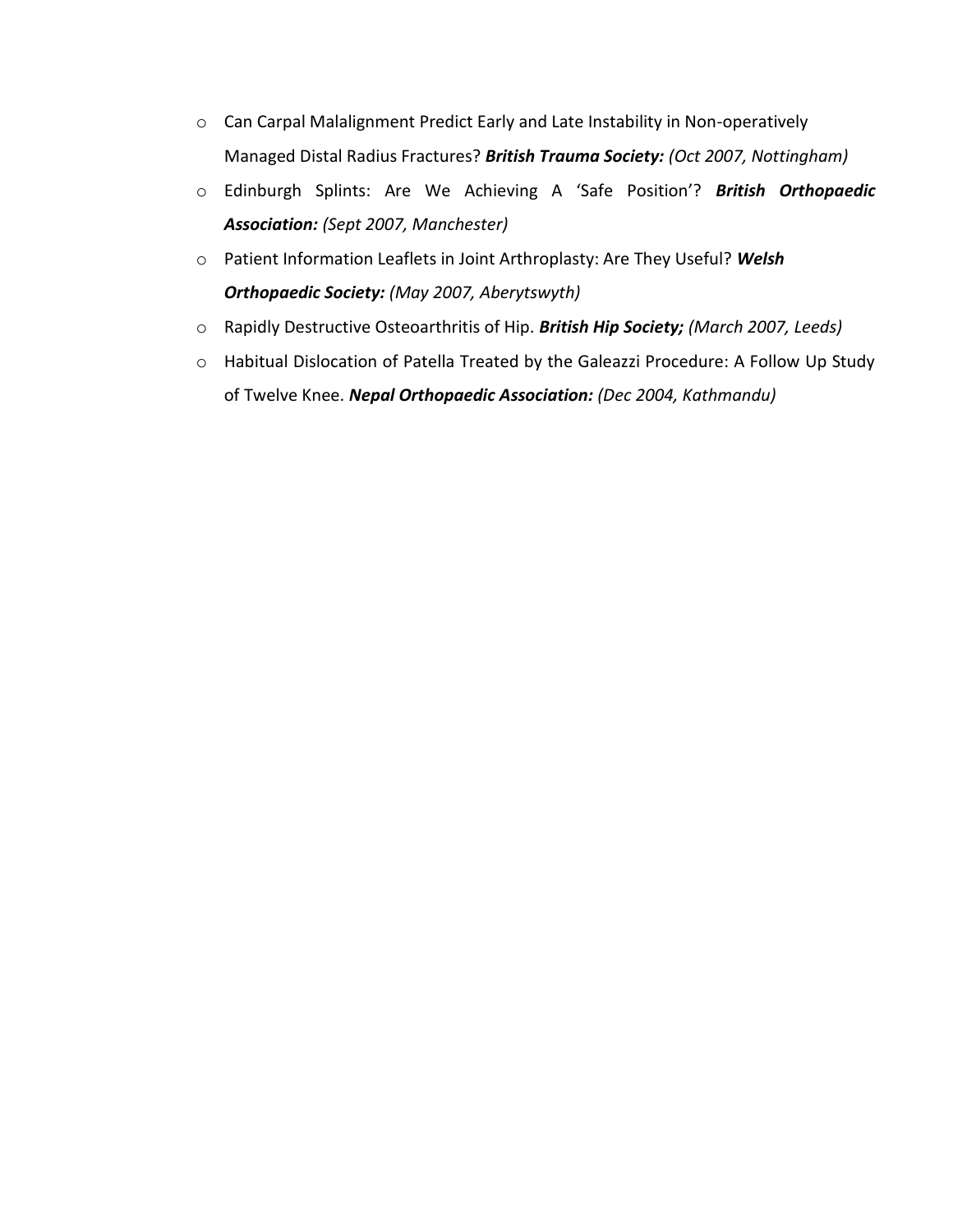- Can Carpal Malalignment Predict Early and Late Instability in Non-operatively Managed Distal Radius Fractures? ***British Trauma Society:*** *(Oct 2007, Nottingham)*
- Edinburgh Splints: Are We Achieving A 'Safe Position'? ***British Orthopaedic Association:*** *(Sept 2007, Manchester)*
- Patient Information Leaflets in Joint Arthroplasty: Are They Useful? ***Welsh Orthopaedic Society:*** *(May 2007, Aberytswyth)*
- Rapidly Destructive Osteoarthritis of Hip. ***British Hip Society;*** *(March 2007, Leeds)*
- Habitual Dislocation of Patella Treated by the Galeazzi Procedure: A Follow Up Study of Twelve Knee. ***Nepal Orthopaedic Association:*** *(Dec 2004, Kathmandu)*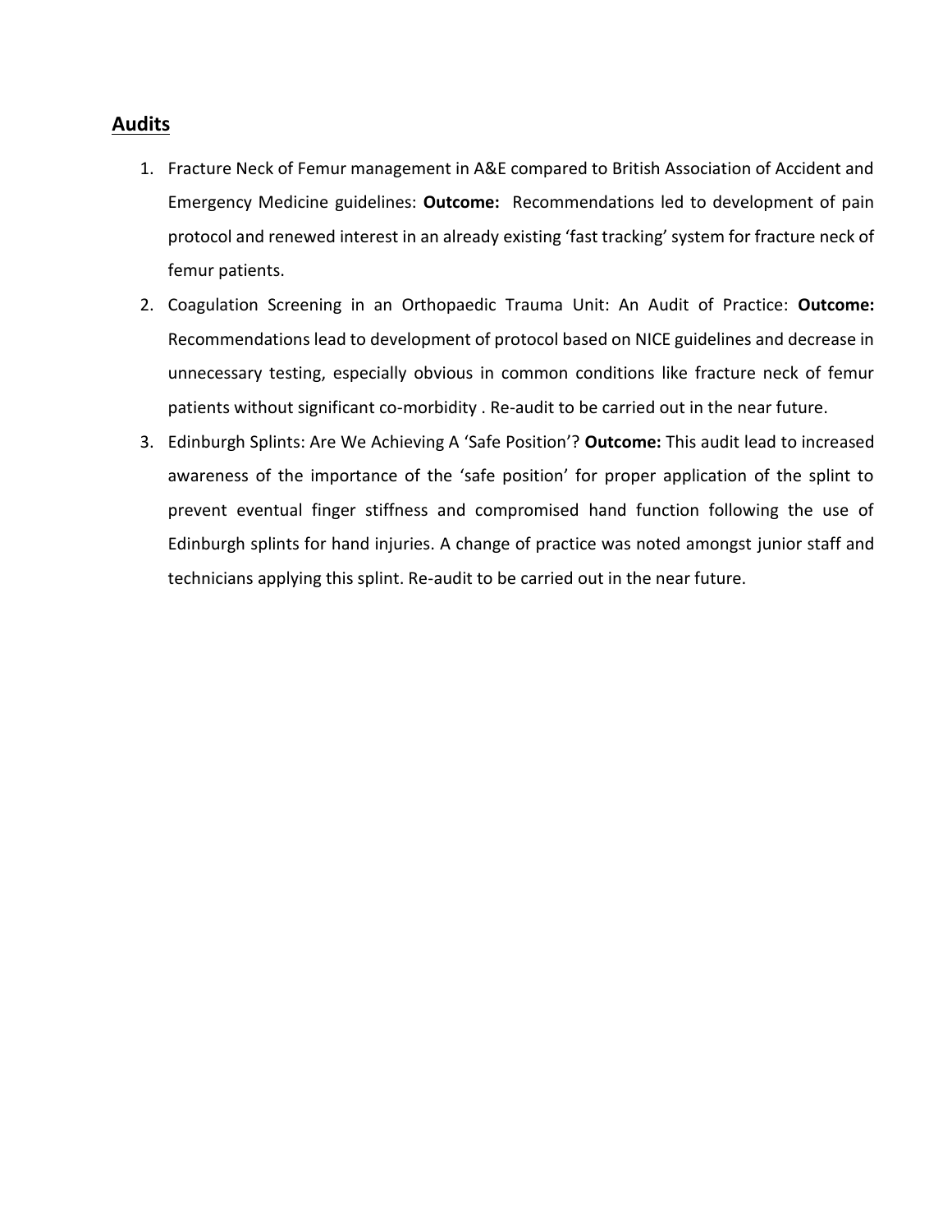## Audits

1. Fracture Neck of Femur management in A&E compared to British Association of Accident and Emergency Medicine guidelines: **Outcome:** Recommendations led to development of pain protocol and renewed interest in an already existing 'fast tracking' system for fracture neck of femur patients.
2. Coagulation Screening in an Orthopaedic Trauma Unit: An Audit of Practice: **Outcome:** Recommendations lead to development of protocol based on NICE guidelines and decrease in unnecessary testing, especially obvious in common conditions like fracture neck of femur patients without significant co-morbidity . Re-audit to be carried out in the near future.
3. Edinburgh Splints: Are We Achieving A 'Safe Position'? **Outcome:** This audit lead to increased awareness of the importance of the 'safe position' for proper application of the splint to prevent eventual finger stiffness and compromised hand function following the use of Edinburgh splints for hand injuries. A change of practice was noted amongst junior staff and technicians applying this splint. Re-audit to be carried out in the near future.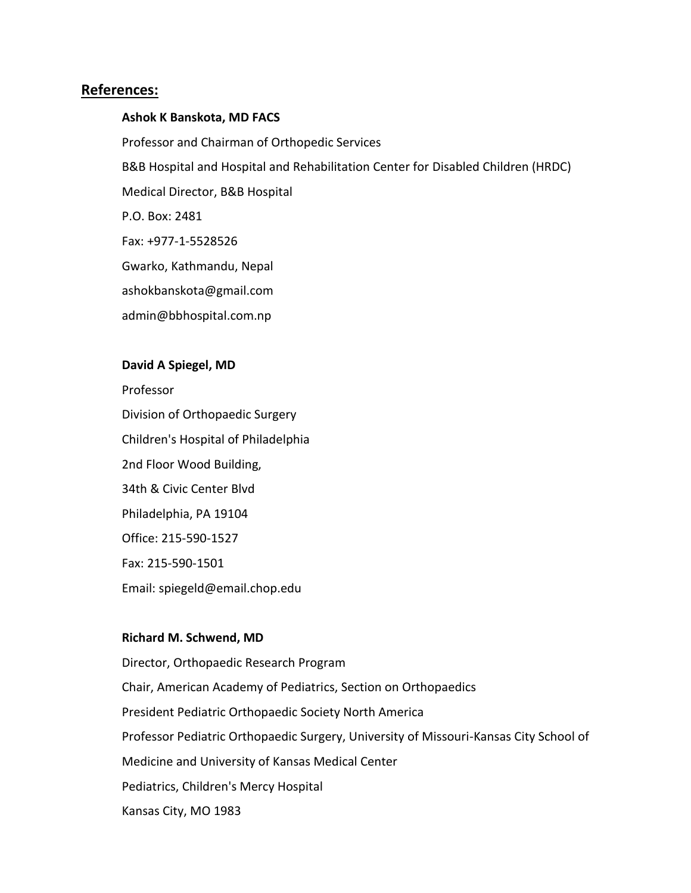## References:

**Ashok K Banskota, MD FACS**

Professor and Chairman of Orthopedic Services

B&B Hospital and Hospital and Rehabilitation Center for Disabled Children (HRDC)

Medical Director, B&B Hospital

P.O. Box: 2481

Fax: +977-1-5528526

Gwarko, Kathmandu, Nepal

ashokbanskota@gmail.com

admin@bbhospital.com.np

**David A Spiegel, MD**

Professor

Division of Orthopaedic Surgery

Children's Hospital of Philadelphia

2nd Floor Wood Building,

34th & Civic Center Blvd

Philadelphia, PA 19104

Office: 215-590-1527

Fax: 215-590-1501

Email: spiegeld@email.chop.edu

**Richard M. Schwend, MD**

Director, Orthopaedic Research Program

Chair, American Academy of Pediatrics, Section on Orthopaedics

President Pediatric Orthopaedic Society North America

Professor Pediatric Orthopaedic Surgery, University of Missouri-Kansas City School of Medicine and University of Kansas Medical Center

Pediatrics, Children's Mercy Hospital

Kansas City, MO 1983